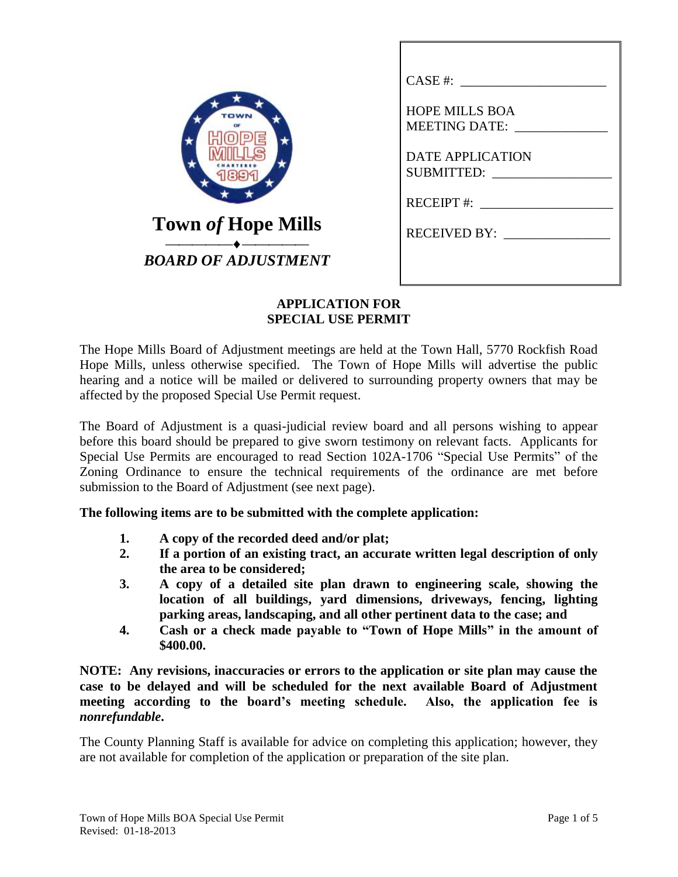**Town *of* Hope Mills**

***BOARD OF ADJUSTMENT***

CASE #: ______________________

HOPE MILLS BOA MEETING DATE: ______________

DATE APPLICATION SUBMITTED: __________________

RECEIPT #: ____________________

RECEIVED BY: ________________

## APPLICATION FOR SPECIAL USE PERMIT

The Hope Mills Board of Adjustment meetings are held at the Town Hall, 5770 Rockfish Road Hope Mills, unless otherwise specified. The Town of Hope Mills will advertise the public hearing and a notice will be mailed or delivered to surrounding property owners that may be affected by the proposed Special Use Permit request.

The Board of Adjustment is a quasi-judicial review board and all persons wishing to appear before this board should be prepared to give sworn testimony on relevant facts. Applicants for Special Use Permits are encouraged to read Section 102A-1706 "Special Use Permits" of the Zoning Ordinance to ensure the technical requirements of the ordinance are met before submission to the Board of Adjustment (see next page).

**The following items are to be submitted with the complete application:**

1. **A copy of the recorded deed and/or plat;**
2. **If a portion of an existing tract, an accurate written legal description of only the area to be considered;**
3. **A copy of a detailed site plan drawn to engineering scale, showing the location of all buildings, yard dimensions, driveways, fencing, lighting parking areas, landscaping, and all other pertinent data to the case; and**
4. **Cash or a check made payable to "Town of Hope Mills" in the amount of $400.00.**

**NOTE: Any revisions, inaccuracies or errors to the application or site plan may cause the case to be delayed and will be scheduled for the next available Board of Adjustment meeting according to the board's meeting schedule. Also, the application fee is *nonrefundable*.**

The County Planning Staff is available for advice on completing this application; however, they are not available for completion of the application or preparation of the site plan.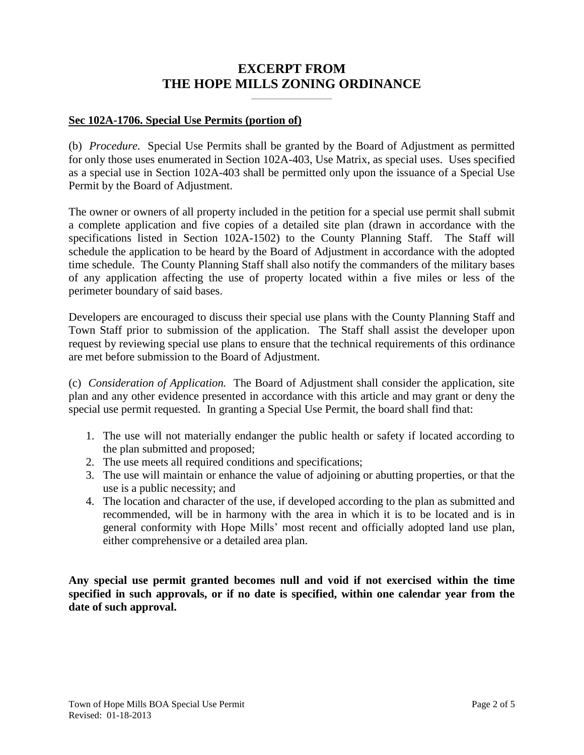# EXCERPT FROM THE HOPE MILLS ZONING ORDINANCE

**Sec 102A-1706. Special Use Permits (portion of)**

(b) *Procedure.* Special Use Permits shall be granted by the Board of Adjustment as permitted for only those uses enumerated in Section 102A-403, Use Matrix, as special uses. Uses specified as a special use in Section 102A-403 shall be permitted only upon the issuance of a Special Use Permit by the Board of Adjustment.

The owner or owners of all property included in the petition for a special use permit shall submit a complete application and five copies of a detailed site plan (drawn in accordance with the specifications listed in Section 102A-1502) to the County Planning Staff. The Staff will schedule the application to be heard by the Board of Adjustment in accordance with the adopted time schedule. The County Planning Staff shall also notify the commanders of the military bases of any application affecting the use of property located within a five miles or less of the perimeter boundary of said bases.

Developers are encouraged to discuss their special use plans with the County Planning Staff and Town Staff prior to submission of the application. The Staff shall assist the developer upon request by reviewing special use plans to ensure that the technical requirements of this ordinance are met before submission to the Board of Adjustment.

(c) *Consideration of Application.* The Board of Adjustment shall consider the application, site plan and any other evidence presented in accordance with this article and may grant or deny the special use permit requested. In granting a Special Use Permit, the board shall find that:

1. The use will not materially endanger the public health or safety if located according to the plan submitted and proposed;
2. The use meets all required conditions and specifications;
3. The use will maintain or enhance the value of adjoining or abutting properties, or that the use is a public necessity; and
4. The location and character of the use, if developed according to the plan as submitted and recommended, will be in harmony with the area in which it is to be located and is in general conformity with Hope Mills' most recent and officially adopted land use plan, either comprehensive or a detailed area plan.

**Any special use permit granted becomes null and void if not exercised within the time specified in such approvals, or if no date is specified, within one calendar year from the date of such approval.**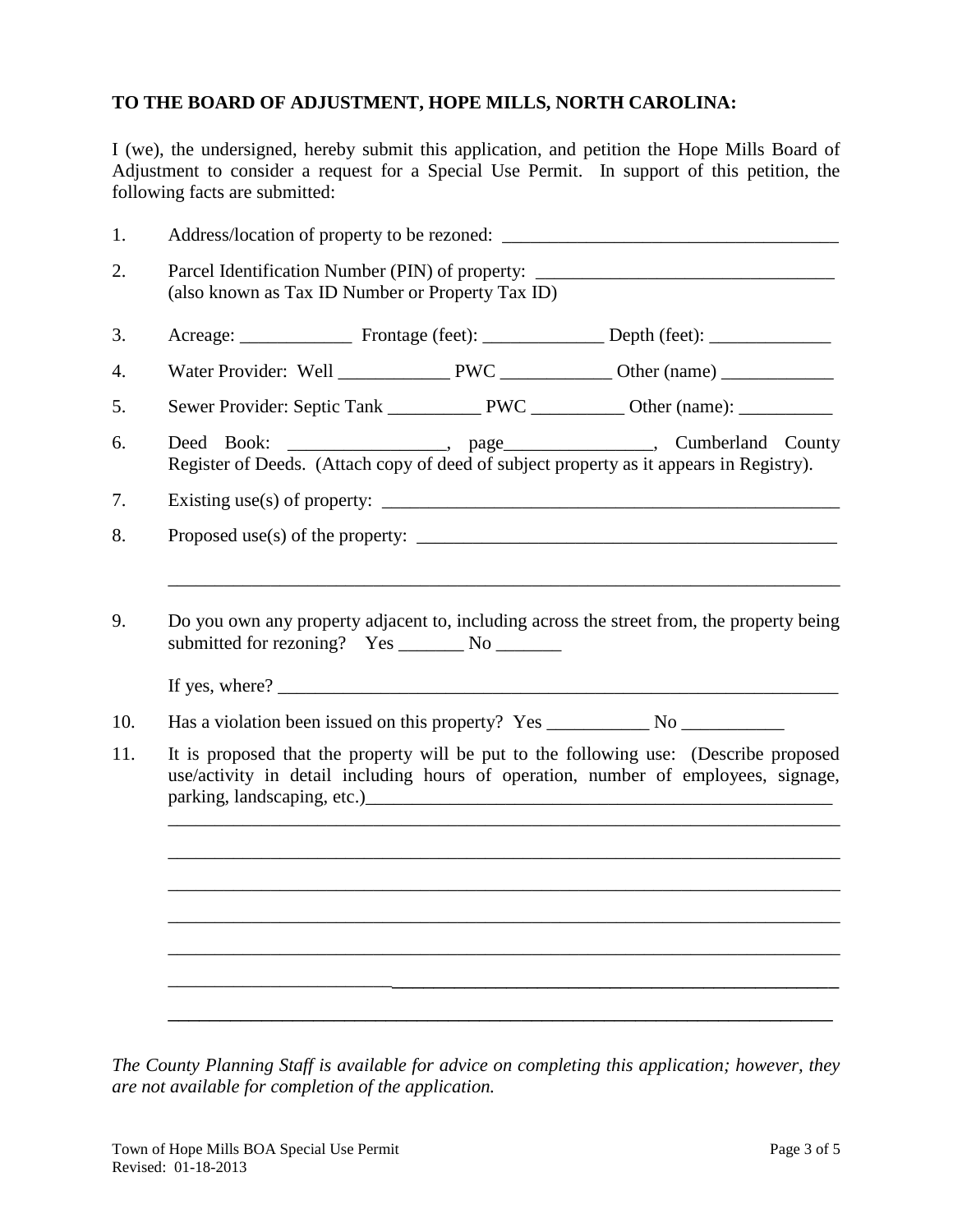**TO THE BOARD OF ADJUSTMENT, HOPE MILLS, NORTH CAROLINA:**

I (we), the undersigned, hereby submit this application, and petition the Hope Mills Board of Adjustment to consider a request for a Special Use Permit. In support of this petition, the following facts are submitted:

1. Address/location of property to be rezoned: ____________________________________

2. Parcel Identification Number (PIN) of property: ________________________________
(also known as Tax ID Number or Property Tax ID)

3. Acreage: ____________ Frontage (feet): _____________ Depth (feet): _____________

4. Water Provider: Well ____________ PWC ____________ Other (name) ____________

5. Sewer Provider: Septic Tank __________ PWC __________ Other (name): __________

6. Deed Book: ________________, page_______________, Cumberland County Register of Deeds. (Attach copy of deed of subject property as it appears in Registry).

7. Existing use(s) of property: __________________________________________________

8. Proposed use(s) of the property: _______________________________________________
_________________________________________________________________________

9. Do you own any property adjacent to, including across the street from, the property being submitted for rezoning? Yes _______ No _______

   If yes, where? _____________________________________________________________

10. Has a violation been issued on this property? Yes ___________ No ___________

11. It is proposed that the property will be put to the following use: (Describe proposed use/activity in detail including hours of operation, number of employees, signage, parking, landscaping, etc.)_____________________________________________________
_________________________________________________________________________
_________________________________________________________________________
_________________________________________________________________________
_________________________________________________________________________
_________________________________________________________________________
_________________________________________________________________________
_________________________________________________________________________

*The County Planning Staff is available for advice on completing this application; however, they are not available for completion of the application.*

Town of Hope Mills BOA Special Use Permit
Revised: 01-18-2013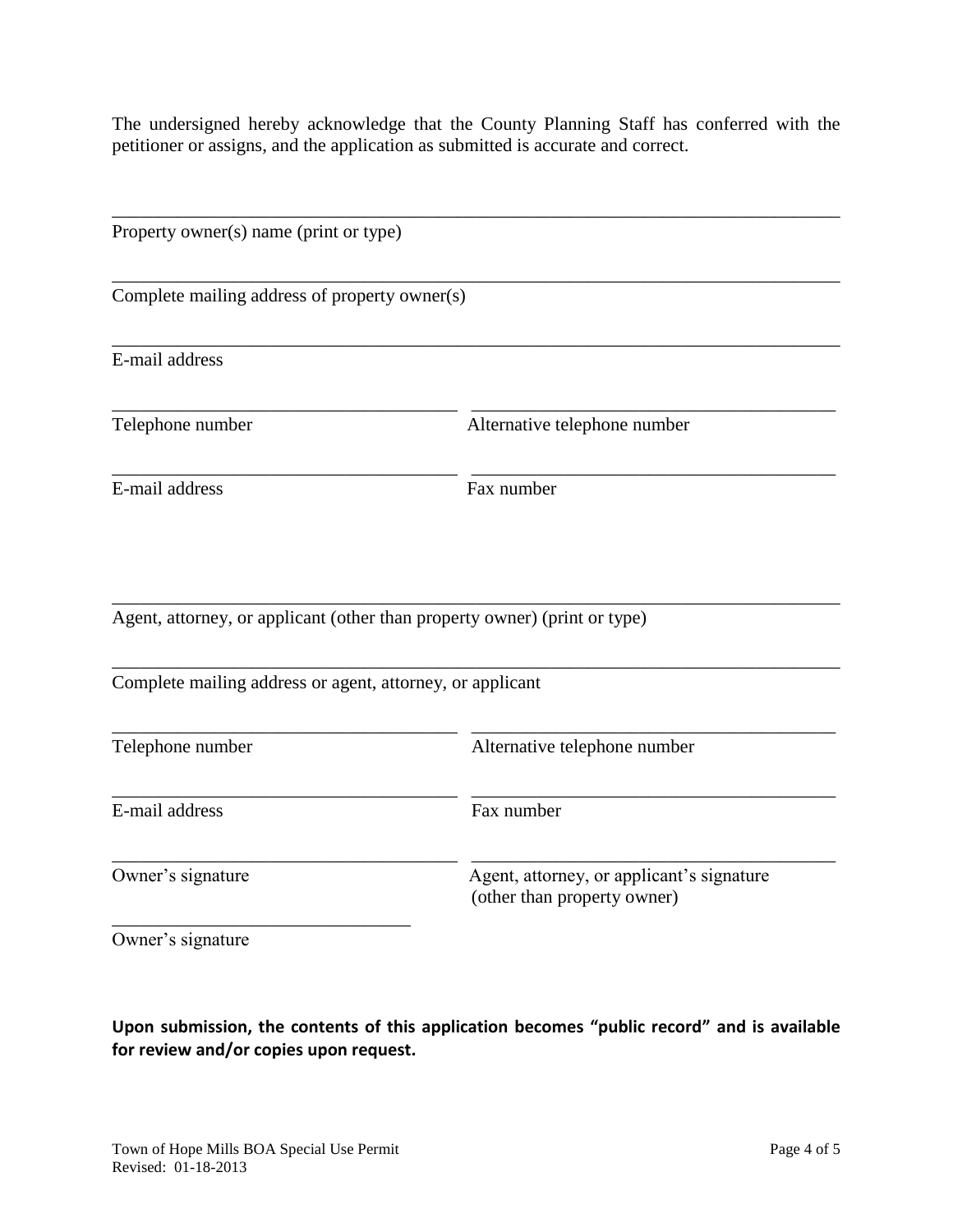The undersigned hereby acknowledge that the County Planning Staff has conferred with the petitioner or assigns, and the application as submitted is accurate and correct.

\_\_\_\_\_\_\_\_\_\_\_\_\_\_\_\_\_\_\_\_\_\_\_\_\_\_\_\_\_\_\_\_\_\_\_\_\_\_\_\_\_\_\_\_\_\_\_\_\_\_\_\_\_\_\_\_\_\_\_\_\_\_\_\_\_\_\_\_\_\_\_\_\_\_

Property owner(s) name (print or type)

\_\_\_\_\_\_\_\_\_\_\_\_\_\_\_\_\_\_\_\_\_\_\_\_\_\_\_\_\_\_\_\_\_\_\_\_\_\_\_\_\_\_\_\_\_\_\_\_\_\_\_\_\_\_\_\_\_\_\_\_\_\_\_\_\_\_\_\_\_\_\_\_\_\_

Complete mailing address of property owner(s)

\_\_\_\_\_\_\_\_\_\_\_\_\_\_\_\_\_\_\_\_\_\_\_\_\_\_\_\_\_\_\_\_\_\_\_\_\_\_\_\_\_\_\_\_\_\_\_\_\_\_\_\_\_\_\_\_\_\_\_\_\_\_\_\_\_\_\_\_\_\_\_\_\_\_

E-mail address

| | |
|---|---|
| \_\_\_\_\_\_\_\_\_\_\_\_\_\_\_\_\_\_\_\_\_\_\_\_\_\_\_\_\_\_\_\_\_\_\_\_ | \_\_\_\_\_\_\_\_\_\_\_\_\_\_\_\_\_\_\_\_\_\_\_\_\_\_\_\_\_\_\_\_\_\_\_\_ |
| Telephone number | Alternative telephone number |
| \_\_\_\_\_\_\_\_\_\_\_\_\_\_\_\_\_\_\_\_\_\_\_\_\_\_\_\_\_\_\_\_\_\_\_\_ | \_\_\_\_\_\_\_\_\_\_\_\_\_\_\_\_\_\_\_\_\_\_\_\_\_\_\_\_\_\_\_\_\_\_\_\_ |
| E-mail address | Fax number |

\_\_\_\_\_\_\_\_\_\_\_\_\_\_\_\_\_\_\_\_\_\_\_\_\_\_\_\_\_\_\_\_\_\_\_\_\_\_\_\_\_\_\_\_\_\_\_\_\_\_\_\_\_\_\_\_\_\_\_\_\_\_\_\_\_\_\_\_\_\_\_\_\_\_

Agent, attorney, or applicant (other than property owner) (print or type)

\_\_\_\_\_\_\_\_\_\_\_\_\_\_\_\_\_\_\_\_\_\_\_\_\_\_\_\_\_\_\_\_\_\_\_\_\_\_\_\_\_\_\_\_\_\_\_\_\_\_\_\_\_\_\_\_\_\_\_\_\_\_\_\_\_\_\_\_\_\_\_\_\_\_

Complete mailing address or agent, attorney, or applicant

| | |
|---|---|
| \_\_\_\_\_\_\_\_\_\_\_\_\_\_\_\_\_\_\_\_\_\_\_\_\_\_\_\_\_\_\_\_\_\_\_\_ | \_\_\_\_\_\_\_\_\_\_\_\_\_\_\_\_\_\_\_\_\_\_\_\_\_\_\_\_\_\_\_\_\_\_\_\_ |
| Telephone number | Alternative telephone number |
| \_\_\_\_\_\_\_\_\_\_\_\_\_\_\_\_\_\_\_\_\_\_\_\_\_\_\_\_\_\_\_\_\_\_\_\_ | \_\_\_\_\_\_\_\_\_\_\_\_\_\_\_\_\_\_\_\_\_\_\_\_\_\_\_\_\_\_\_\_\_\_\_\_ |
| E-mail address | Fax number |
| \_\_\_\_\_\_\_\_\_\_\_\_\_\_\_\_\_\_\_\_\_\_\_\_\_\_\_\_\_\_\_\_\_\_\_\_ | \_\_\_\_\_\_\_\_\_\_\_\_\_\_\_\_\_\_\_\_\_\_\_\_\_\_\_\_\_\_\_\_\_\_\_\_ |
| Owner's signature | Agent, attorney, or applicant's signature (other than property owner) |
| \_\_\_\_\_\_\_\_\_\_\_\_\_\_\_\_\_\_\_\_\_\_\_\_\_\_\_\_\_\_\_\_\_\_\_\_ | |
| Owner's signature | |

**Upon submission, the contents of this application becomes "public record" and is available for review and/or copies upon request.**

Town of Hope Mills BOA Special Use Permit
Revised: 01-18-2013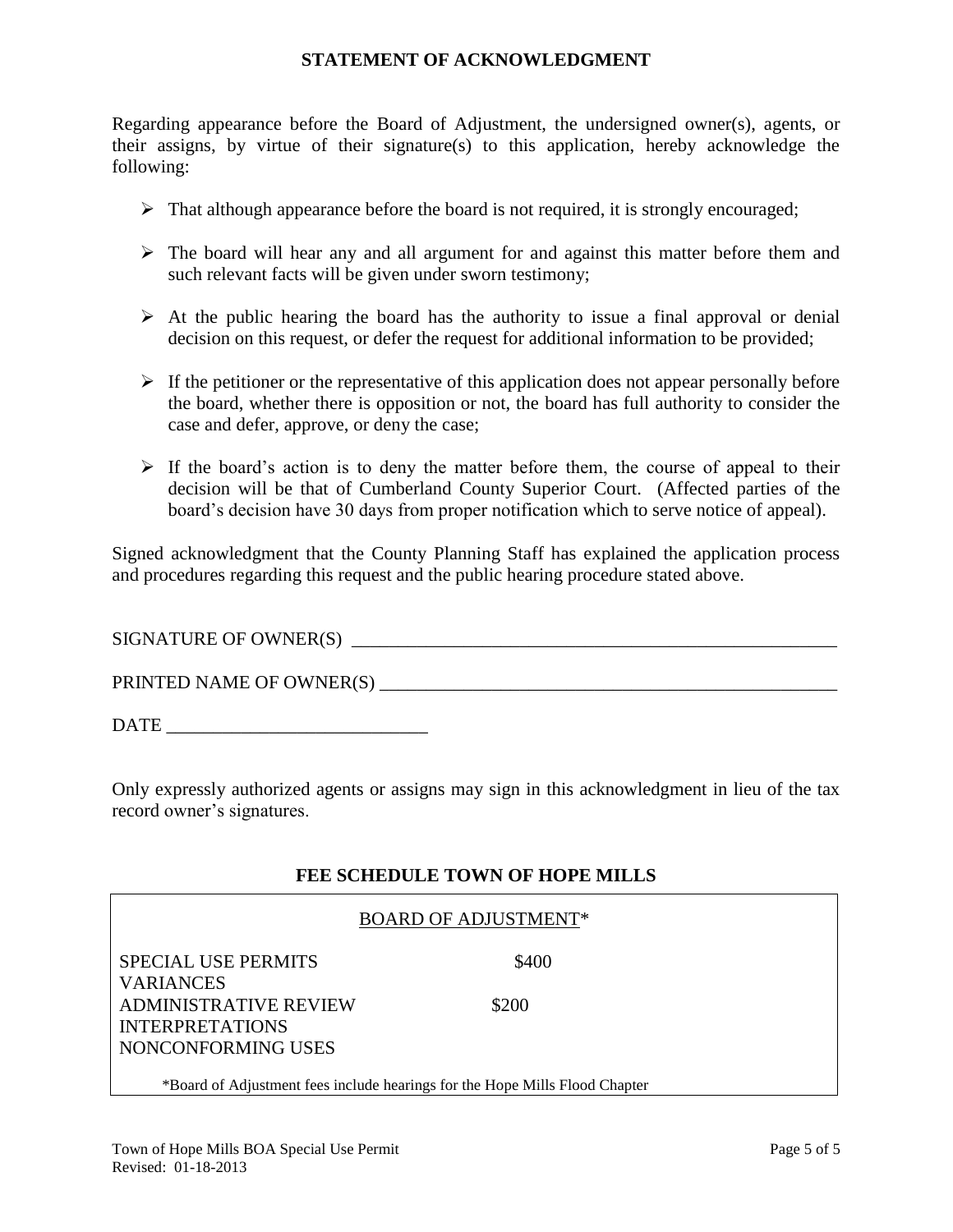## STATEMENT OF ACKNOWLEDGMENT

Regarding appearance before the Board of Adjustment, the undersigned owner(s), agents, or their assigns, by virtue of their signature(s) to this application, hereby acknowledge the following:

- That although appearance before the board is not required, it is strongly encouraged;
- The board will hear any and all argument for and against this matter before them and such relevant facts will be given under sworn testimony;
- At the public hearing the board has the authority to issue a final approval or denial decision on this request, or defer the request for additional information to be provided;
- If the petitioner or the representative of this application does not appear personally before the board, whether there is opposition or not, the board has full authority to consider the case and defer, approve, or deny the case;
- If the board's action is to deny the matter before them, the course of appeal to their decision will be that of Cumberland County Superior Court. (Affected parties of the board's decision have 30 days from proper notification which to serve notice of appeal).

Signed acknowledgment that the County Planning Staff has explained the application process and procedures regarding this request and the public hearing procedure stated above.

SIGNATURE OF OWNER(S) _______________________________________________________

PRINTED NAME OF OWNER(S) ___________________________________________________

DATE ____________________________

Only expressly authorized agents or assigns may sign in this acknowledgment in lieu of the tax record owner's signatures.

## FEE SCHEDULE TOWN OF HOPE MILLS

BOARD OF ADJUSTMENT*

| | |
|---|---|
| SPECIAL USE PERMITS<br>VARIANCES | $400 |
| ADMINISTRATIVE REVIEW<br>INTERPRETATIONS<br>NONCONFORMING USES | $200 |

*Board of Adjustment fees include hearings for the Hope Mills Flood Chapter

Town of Hope Mills BOA Special Use Permit
Revised: 01-18-2013